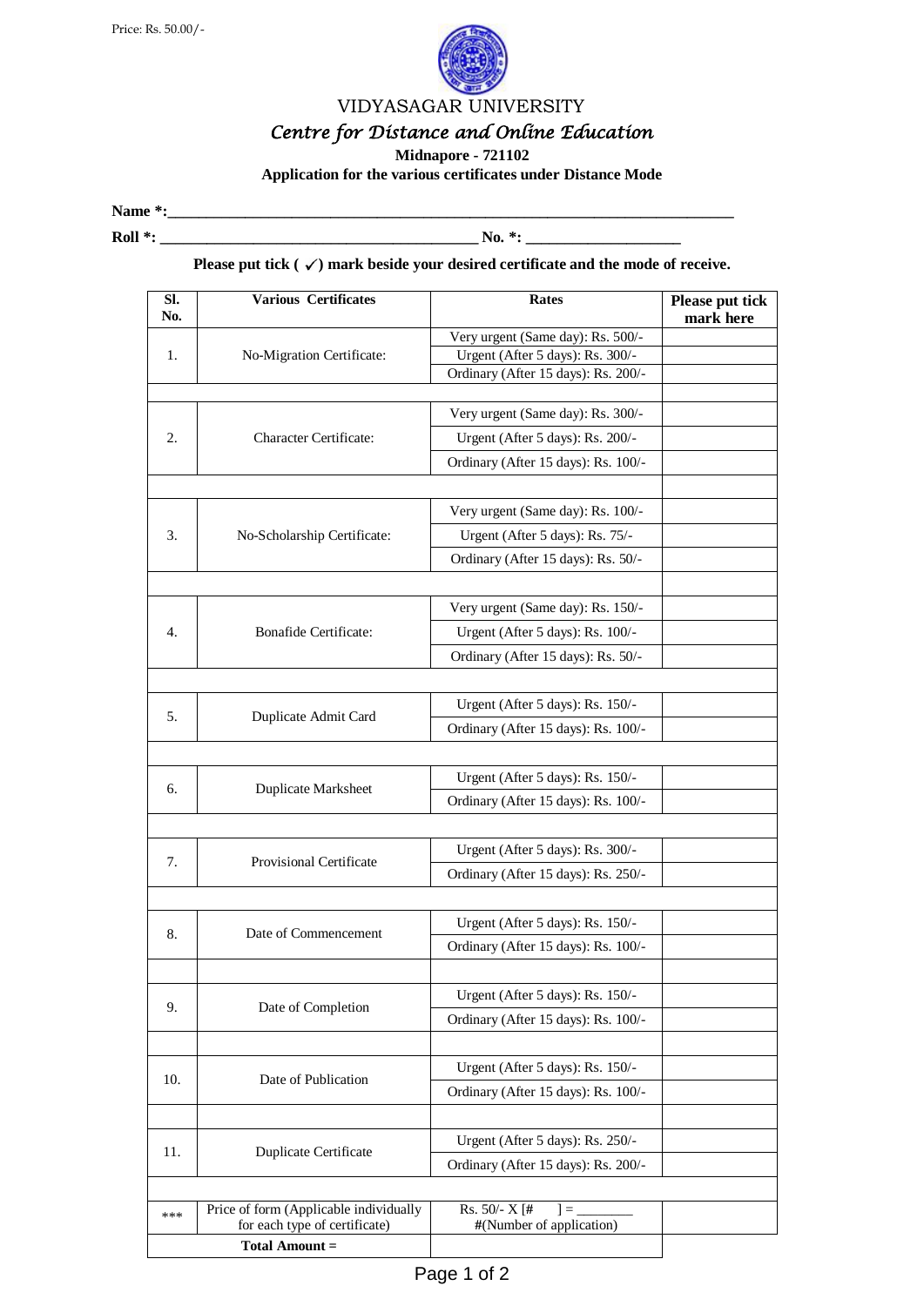Price: Rs. 50.00/-

# VIDYASAGAR UNIVERSITY

## *Centre for Distance and Online Education*

**Midnapore - 721102**

**Application for the various certificates under Distance Mode**

**Name *:**___________________________________________________________________________

**Roll *:** __________________________________________ **No. *:** ____________________

**Please put tick ( ✓) mark beside your desired certificate and the mode of receive.**

| Sl. No. | Various Certificates | Rates | Please put tick mark here |
|---|---|---|---|
| 1. | No-Migration Certificate: | Very urgent (Same day): Rs. 500/- | |
| | | Urgent (After 5 days): Rs. 300/- | |
| | | Ordinary (After 15 days): Rs. 200/- | |
| | | | |
| 2. | Character Certificate: | Very urgent (Same day): Rs. 300/- | |
| | | Urgent (After 5 days): Rs. 200/- | |
| | | Ordinary (After 15 days): Rs. 100/- | |
| | | | |
| 3. | No-Scholarship Certificate: | Very urgent (Same day): Rs. 100/- | |
| | | Urgent (After 5 days): Rs. 75/- | |
| | | Ordinary (After 15 days): Rs. 50/- | |
| | | | |
| 4. | Bonafide Certificate: | Very urgent (Same day): Rs. 150/- | |
| | | Urgent (After 5 days): Rs. 100/- | |
| | | Ordinary (After 15 days): Rs. 50/- | |
| | | | |
| 5. | Duplicate Admit Card | Urgent (After 5 days): Rs. 150/- | |
| | | Ordinary (After 15 days): Rs. 100/- | |
| | | | |
| 6. | Duplicate Marksheet | Urgent (After 5 days): Rs. 150/- | |
| | | Ordinary (After 15 days): Rs. 100/- | |
| | | | |
| 7. | Provisional Certificate | Urgent (After 5 days): Rs. 300/- | |
| | | Ordinary (After 15 days): Rs. 250/- | |
| | | | |
| 8. | Date of Commencement | Urgent (After 5 days): Rs. 150/- | |
| | | Ordinary (After 15 days): Rs. 100/- | |
| | | | |
| 9. | Date of Completion | Urgent (After 5 days): Rs. 150/- | |
| | | Ordinary (After 15 days): Rs. 100/- | |
| | | | |
| 10. | Date of Publication | Urgent (After 5 days): Rs. 150/- | |
| | | Ordinary (After 15 days): Rs. 100/- | |
| | | | |
| 11. | Duplicate Certificate | Urgent (After 5 days): Rs. 250/- | |
| | | Ordinary (After 15 days): Rs. 200/- | |
| | | | |
| *** | Price of form (Applicable individually for each type of certificate) | Rs. 50/- X [# ] = ________ #(Number of application) | |
| | **Total Amount =** | | |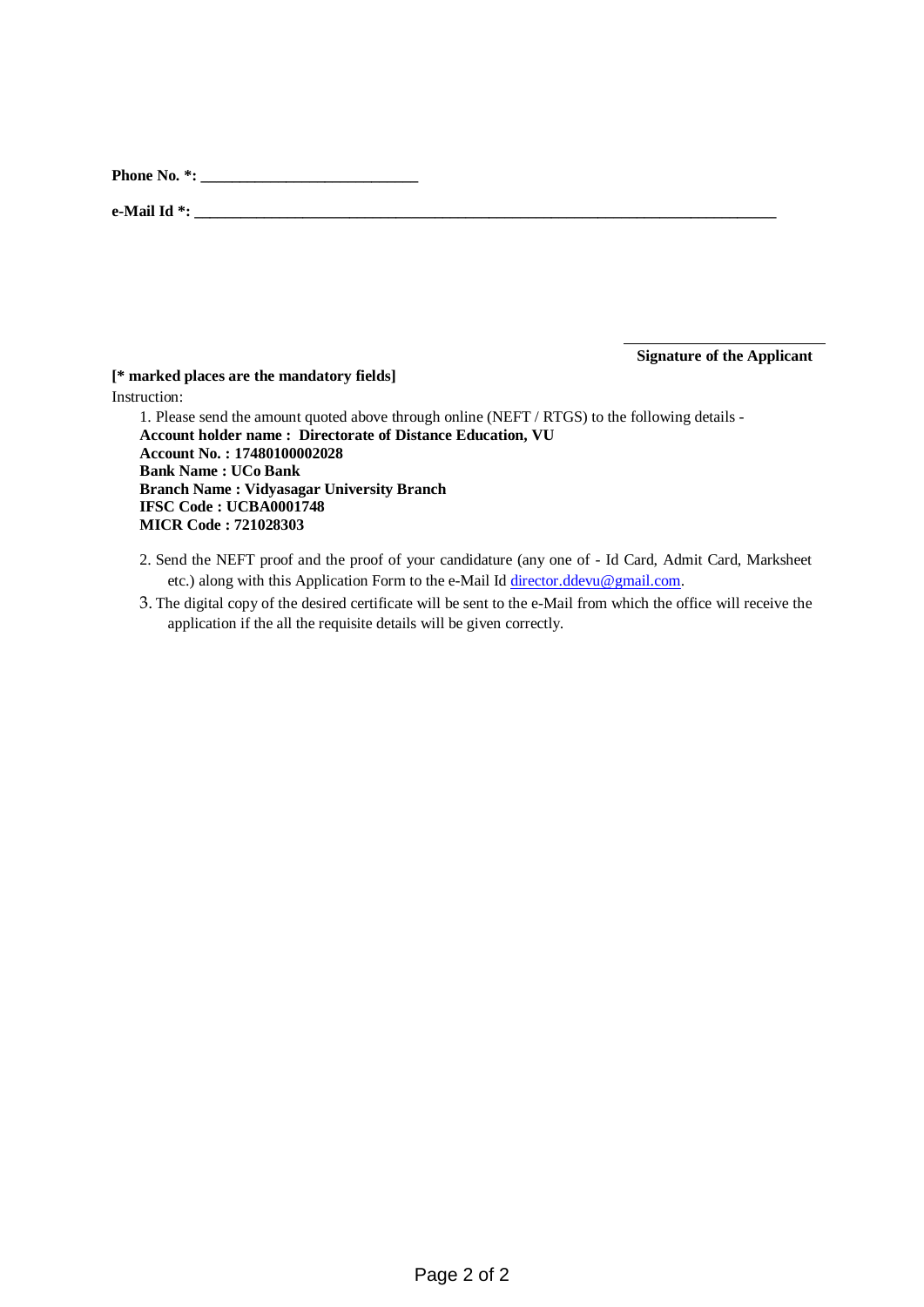**Phone No. *: ___________________________**

**e-Mail Id *: ___________________________________________________________________________**

_________________________

**Signature of the Applicant**

**[* marked places are the mandatory fields]**

Instruction:

1. Please send the amount quoted above through online (NEFT / RTGS) to the following details -
   **Account holder name : Directorate of Distance Education, VU**
   **Account No. : 17480100002028**
   **Bank Name : UCo Bank**
   **Branch Name : Vidyasagar University Branch**
   **IFSC Code : UCBA0001748**
   **MICR Code : 721028303**

2. Send the NEFT proof and the proof of your candidature (any one of - Id Card, Admit Card, Marksheet etc.) along with this Application Form to the e-Mail Id director.ddevu@gmail.com.

3. The digital copy of the desired certificate will be sent to the e-Mail from which the office will receive the application if the all the requisite details will be given correctly.